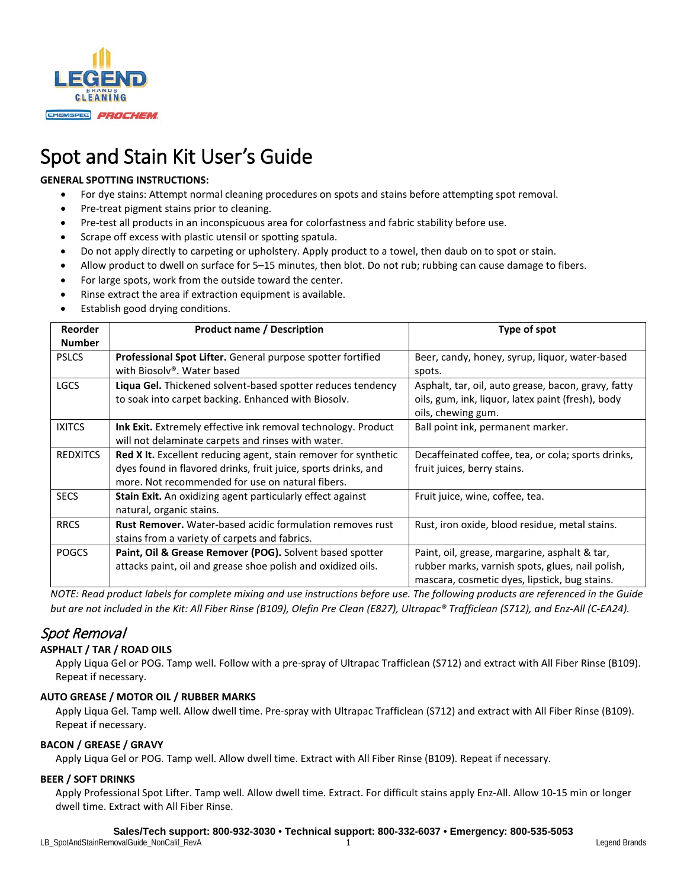# Spot and Stain Kit User's Guide

**GENERAL SPOTTING INSTRUCTIONS:**

- For dye stains: Attempt normal cleaning procedures on spots and stains before attempting spot removal.
- Pre-treat pigment stains prior to cleaning.
- Pre-test all products in an inconspicuous area for colorfastness and fabric stability before use.
- Scrape off excess with plastic utensil or spotting spatula.
- Do not apply directly to carpeting or upholstery. Apply product to a towel, then daub on to spot or stain.
- Allow product to dwell on surface for 5–15 minutes, then blot. Do not rub; rubbing can cause damage to fibers.
- For large spots, work from the outside toward the center.
- Rinse extract the area if extraction equipment is available.
- Establish good drying conditions.

| Reorder Number | Product name / Description | Type of spot |
|---|---|---|
| PSLCS | **Professional Spot Lifter.** General purpose spotter fortified with Biosolv®. Water based | Beer, candy, honey, syrup, liquor, water-based spots. |
| LGCS | **Liqua Gel.** Thickened solvent-based spotter reduces tendency to soak into carpet backing. Enhanced with Biosolv. | Asphalt, tar, oil, auto grease, bacon, gravy, fatty oils, gum, ink, liquor, latex paint (fresh), body oils, chewing gum. |
| IXITCS | **Ink Exit.** Extremely effective ink removal technology. Product will not delaminate carpets and rinses with water. | Ball point ink, permanent marker. |
| REDXITCS | **Red X It.** Excellent reducing agent, stain remover for synthetic dyes found in flavored drinks, fruit juice, sports drinks, and more. Not recommended for use on natural fibers. | Decaffeinated coffee, tea, or cola; sports drinks, fruit juices, berry stains. |
| SECS | **Stain Exit.** An oxidizing agent particularly effect against natural, organic stains. | Fruit juice, wine, coffee, tea. |
| RRCS | **Rust Remover.** Water-based acidic formulation removes rust stains from a variety of carpets and fabrics. | Rust, iron oxide, blood residue, metal stains. |
| POGCS | **Paint, Oil & Grease Remover (POG).** Solvent based spotter attacks paint, oil and grease shoe polish and oxidized oils. | Paint, oil, grease, margarine, asphalt & tar, rubber marks, varnish spots, glues, nail polish, mascara, cosmetic dyes, lipstick, bug stains. |

*NOTE: Read product labels for complete mixing and use instructions before use. The following products are referenced in the Guide but are not included in the Kit: All Fiber Rinse (B109), Olefin Pre Clean (E827), Ultrapac® Trafficlean (S712), and Enz-All (C-EA24).*

## *Spot Removal*

### ASPHALT / TAR / ROAD OILS

Apply Liqua Gel or POG. Tamp well. Follow with a pre-spray of Ultrapac Trafficlean (S712) and extract with All Fiber Rinse (B109). Repeat if necessary.

### AUTO GREASE / MOTOR OIL / RUBBER MARKS

Apply Liqua Gel. Tamp well. Allow dwell time. Pre-spray with Ultrapac Trafficlean (S712) and extract with All Fiber Rinse (B109). Repeat if necessary.

### BACON / GREASE / GRAVY

Apply Liqua Gel or POG. Tamp well. Allow dwell time. Extract with All Fiber Rinse (B109). Repeat if necessary.

### BEER / SOFT DRINKS

Apply Professional Spot Lifter. Tamp well. Allow dwell time. Extract. For difficult stains apply Enz-All. Allow 10-15 min or longer dwell time. Extract with All Fiber Rinse.

**Sales/Tech support: 800-932-3030 • Technical support: 800-332-6037 • Emergency: 800-535-5053**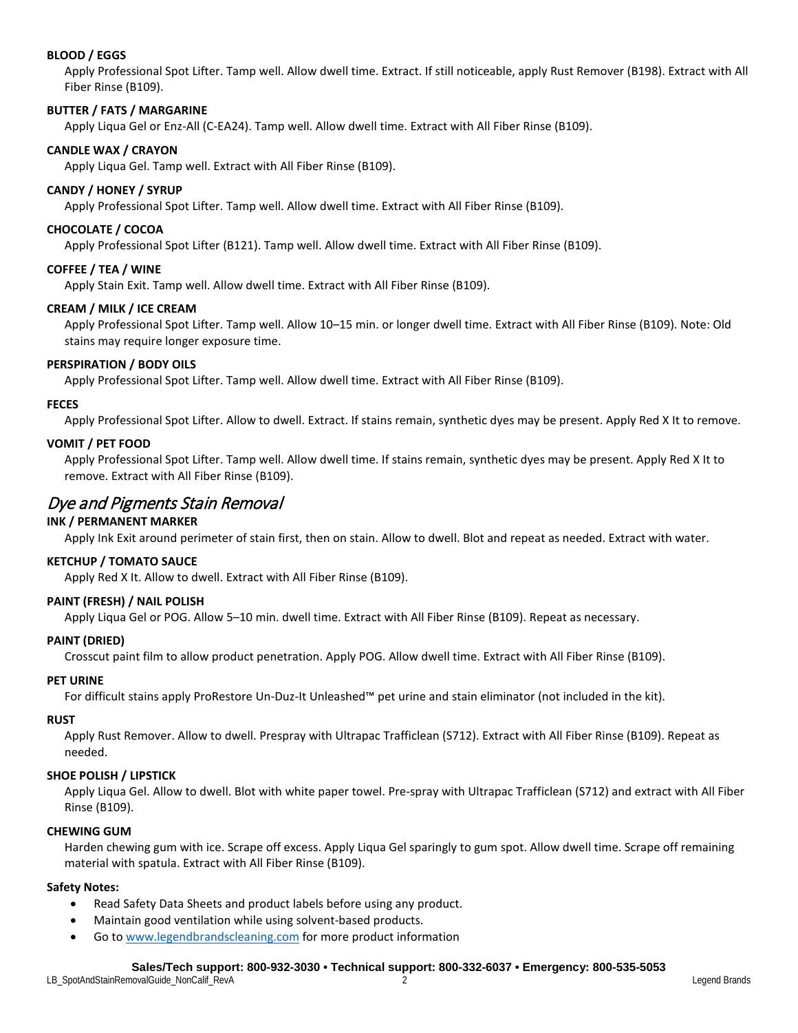**BLOOD / EGGS**

Apply Professional Spot Lifter. Tamp well. Allow dwell time. Extract. If still noticeable, apply Rust Remover (B198). Extract with All Fiber Rinse (B109).

**BUTTER / FATS / MARGARINE**

Apply Liqua Gel or Enz-All (C-EA24). Tamp well. Allow dwell time. Extract with All Fiber Rinse (B109).

**CANDLE WAX / CRAYON**

Apply Liqua Gel. Tamp well. Extract with All Fiber Rinse (B109).

**CANDY / HONEY / SYRUP**

Apply Professional Spot Lifter. Tamp well. Allow dwell time. Extract with All Fiber Rinse (B109).

**CHOCOLATE / COCOA**

Apply Professional Spot Lifter (B121). Tamp well. Allow dwell time. Extract with All Fiber Rinse (B109).

**COFFEE / TEA / WINE**

Apply Stain Exit. Tamp well. Allow dwell time. Extract with All Fiber Rinse (B109).

**CREAM / MILK / ICE CREAM**

Apply Professional Spot Lifter. Tamp well. Allow 10–15 min. or longer dwell time. Extract with All Fiber Rinse (B109). Note: Old stains may require longer exposure time.

**PERSPIRATION / BODY OILS**

Apply Professional Spot Lifter. Tamp well. Allow dwell time. Extract with All Fiber Rinse (B109).

**FECES**

Apply Professional Spot Lifter. Allow to dwell. Extract. If stains remain, synthetic dyes may be present. Apply Red X It to remove.

**VOMIT / PET FOOD**

Apply Professional Spot Lifter. Tamp well. Allow dwell time. If stains remain, synthetic dyes may be present. Apply Red X It to remove. Extract with All Fiber Rinse (B109).

## *Dye and Pigments Stain Removal*

**INK / PERMANENT MARKER**

Apply Ink Exit around perimeter of stain first, then on stain. Allow to dwell. Blot and repeat as needed. Extract with water.

**KETCHUP / TOMATO SAUCE**

Apply Red X It. Allow to dwell. Extract with All Fiber Rinse (B109).

**PAINT (FRESH) / NAIL POLISH**

Apply Liqua Gel or POG. Allow 5–10 min. dwell time. Extract with All Fiber Rinse (B109). Repeat as necessary.

**PAINT (DRIED)**

Crosscut paint film to allow product penetration. Apply POG. Allow dwell time. Extract with All Fiber Rinse (B109).

**PET URINE**

For difficult stains apply ProRestore Un-Duz-It Unleashed™ pet urine and stain eliminator (not included in the kit).

**RUST**

Apply Rust Remover. Allow to dwell. Prespray with Ultrapac Trafficlean (S712). Extract with All Fiber Rinse (B109). Repeat as needed.

**SHOE POLISH / LIPSTICK**

Apply Liqua Gel. Allow to dwell. Blot with white paper towel. Pre-spray with Ultrapac Trafficlean (S712) and extract with All Fiber Rinse (B109).

**CHEWING GUM**

Harden chewing gum with ice. Scrape off excess. Apply Liqua Gel sparingly to gum spot. Allow dwell time. Scrape off remaining material with spatula. Extract with All Fiber Rinse (B109).

**Safety Notes:**

- Read Safety Data Sheets and product labels before using any product.
- Maintain good ventilation while using solvent-based products.
- Go to www.legendbrandscleaning.com for more product information

**Sales/Tech support: 800-932-3030 • Technical support: 800-332-6037 • Emergency: 800-535-5053**